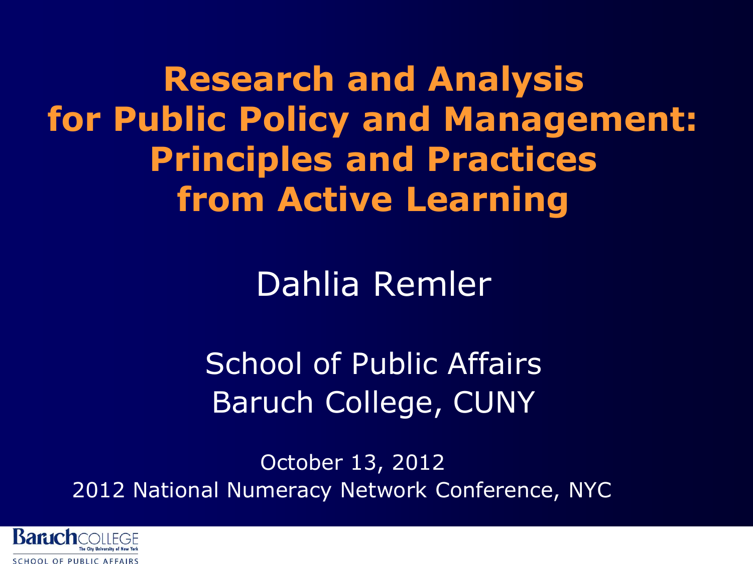# Research and Analysis for Public Policy and Management: Principles and Practices from Active Learning

Dahlia Remler

School of Public Affairs
Baruch College, CUNY

October 13, 2012
2012 National Numeracy Network Conference, NYC

Baruch COLLEGE
The City University of New York
SCHOOL OF PUBLIC AFFAIRS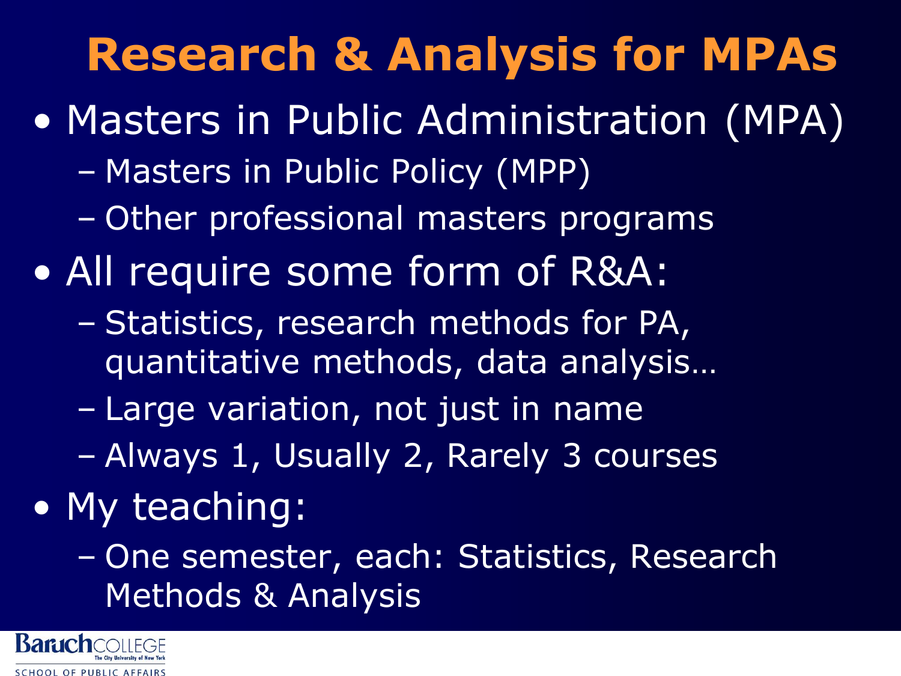# Research & Analysis for MPAs

- Masters in Public Administration (MPA)
  - Masters in Public Policy (MPP)
  - Other professional masters programs
- All require some form of R&A:
  - Statistics, research methods for PA, quantitative methods, data analysis…
  - Large variation, not just in name
  - Always 1, Usually 2, Rarely 3 courses
- My teaching:
  - One semester, each: Statistics, Research Methods & Analysis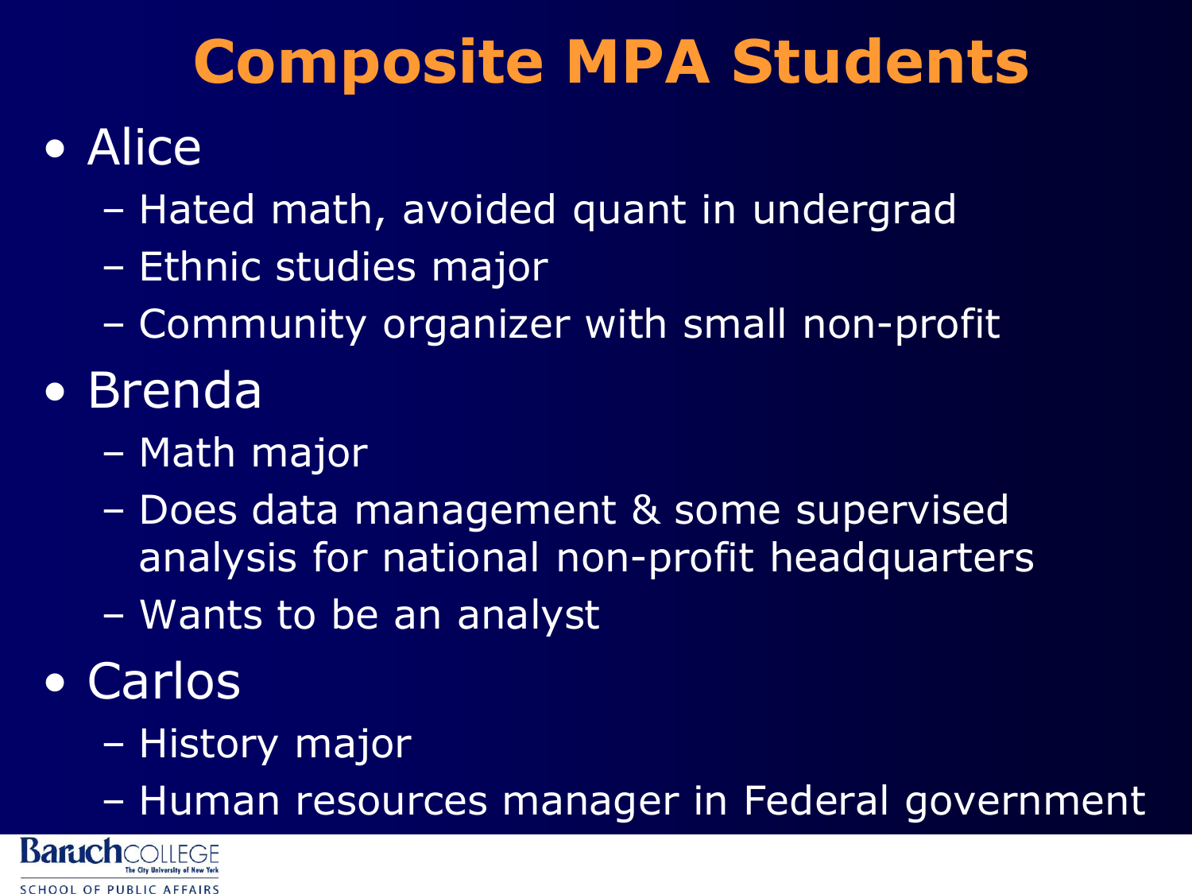# Composite MPA Students

- Alice
  - Hated math, avoided quant in undergrad
  - Ethnic studies major
  - Community organizer with small non-profit
- Brenda
  - Math major
  - Does data management & some supervised analysis for national non-profit headquarters
  - Wants to be an analyst
- Carlos
  - History major
  - Human resources manager in Federal government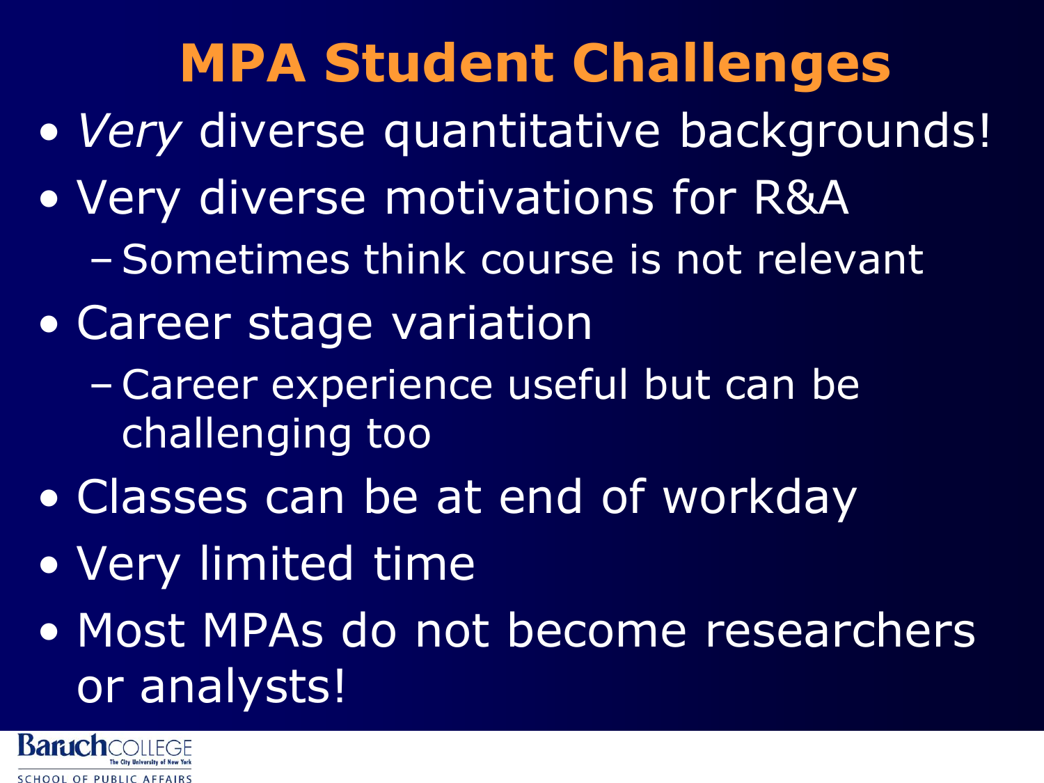# MPA Student Challenges

- *Very* diverse quantitative backgrounds!
- Very diverse motivations for R&A
  - Sometimes think course is not relevant
- Career stage variation
  - Career experience useful but can be challenging too
- Classes can be at end of workday
- Very limited time
- Most MPAs do not become researchers or analysts!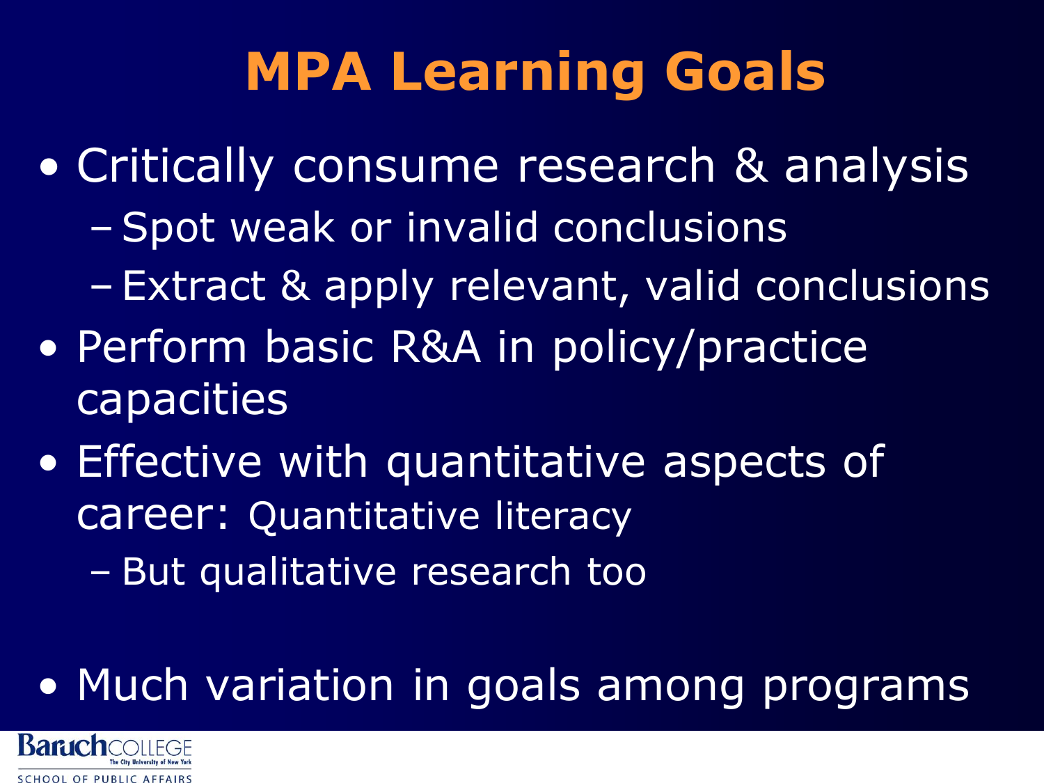# MPA Learning Goals

- Critically consume research & analysis
  - Spot weak or invalid conclusions
  - Extract & apply relevant, valid conclusions
- Perform basic R&A in policy/practice capacities
- Effective with quantitative aspects of career: Quantitative literacy
  - But qualitative research too

- Much variation in goals among programs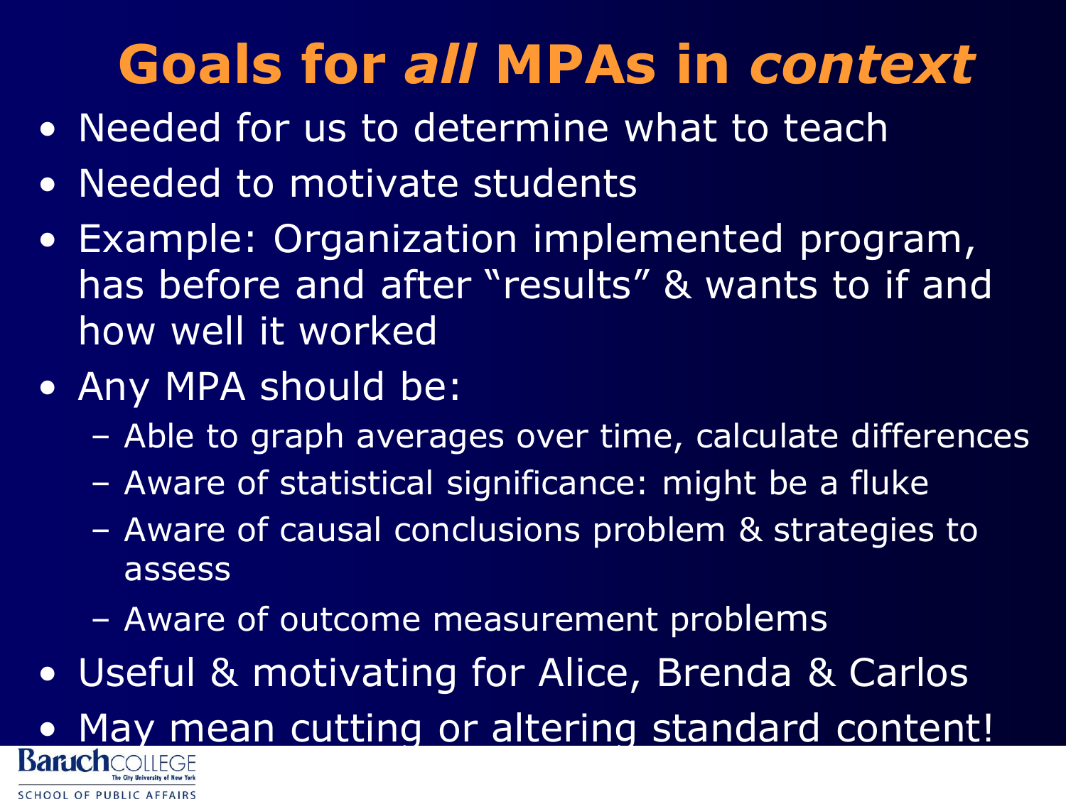# Goals for *all* MPAs in *context*

- Needed for us to determine what to teach
- Needed to motivate students
- Example: Organization implemented program, has before and after "results" & wants to if and how well it worked
- Any MPA should be:
  - Able to graph averages over time, calculate differences
  - Aware of statistical significance: might be a fluke
  - Aware of causal conclusions problem & strategies to assess
  - Aware of outcome measurement problems
- Useful & motivating for Alice, Brenda & Carlos
- May mean cutting or altering standard content!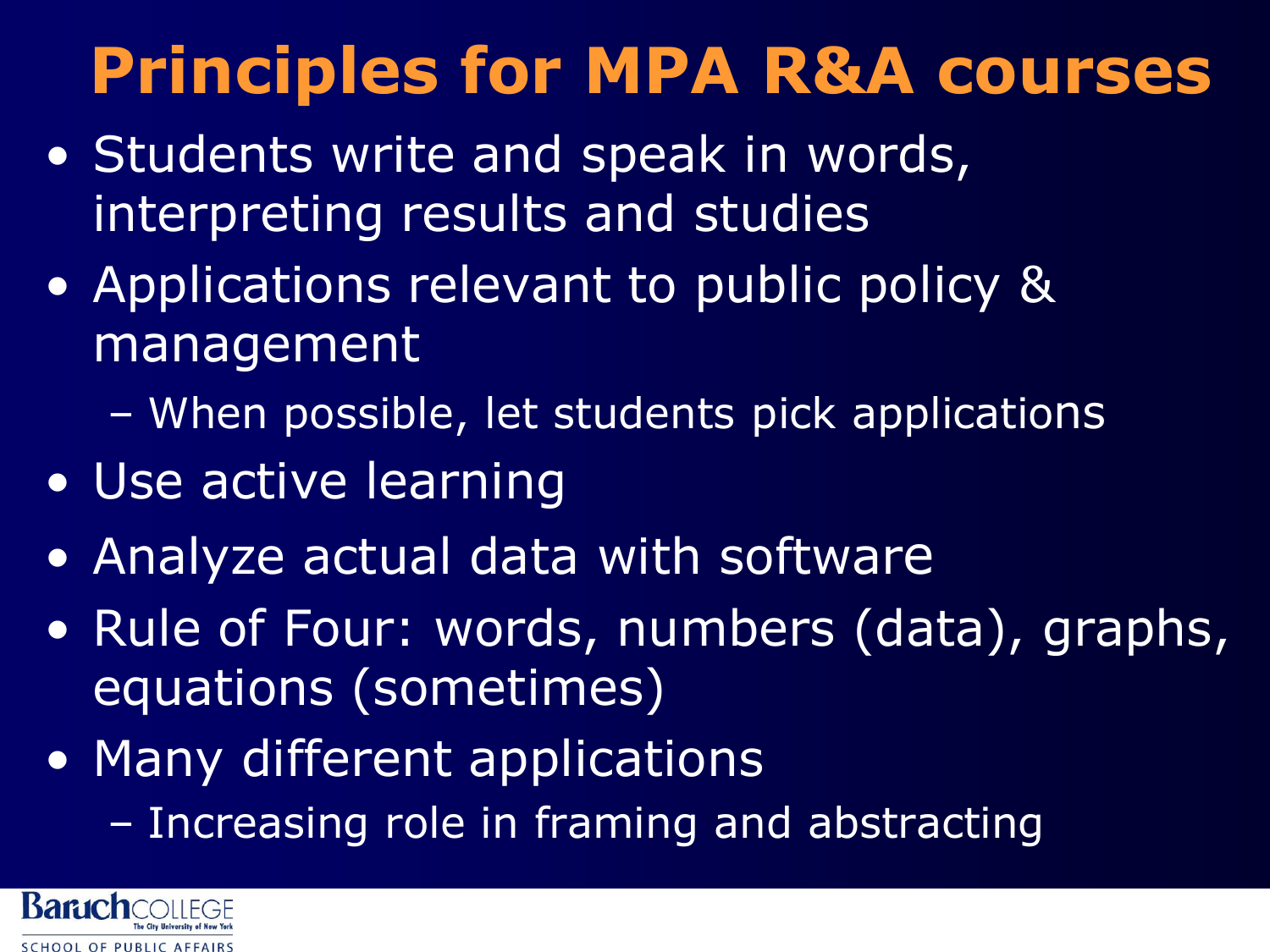# Principles for MPA R&A courses

- Students write and speak in words, interpreting results and studies
- Applications relevant to public policy & management
  - When possible, let students pick applications
- Use active learning
- Analyze actual data with software
- Rule of Four: words, numbers (data), graphs, equations (sometimes)
- Many different applications
  - Increasing role in framing and abstracting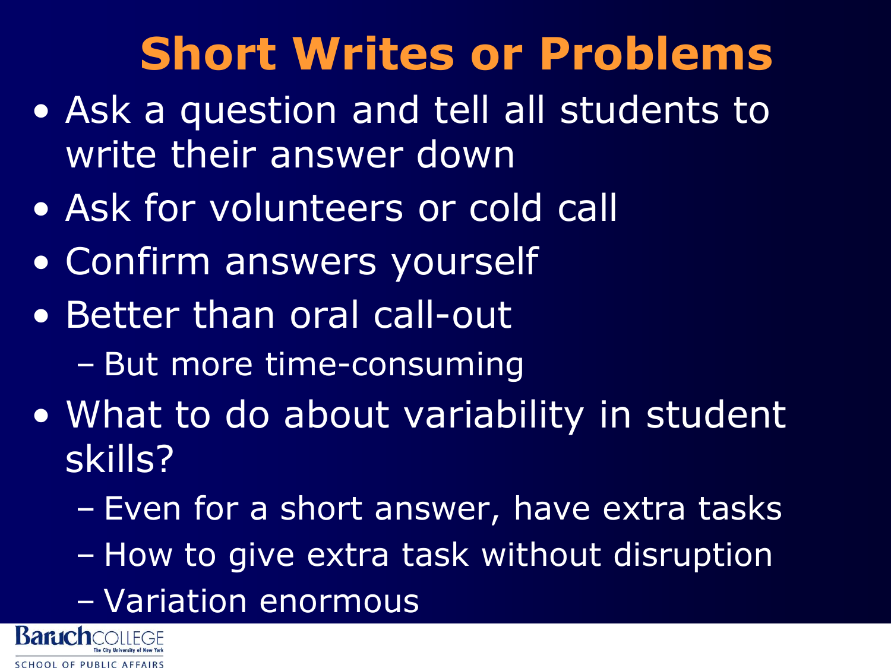# Short Writes or Problems

- Ask a question and tell all students to write their answer down
- Ask for volunteers or cold call
- Confirm answers yourself
- Better than oral call-out
  - But more time-consuming
- What to do about variability in student skills?
  - Even for a short answer, have extra tasks
  - How to give extra task without disruption
  - Variation enormous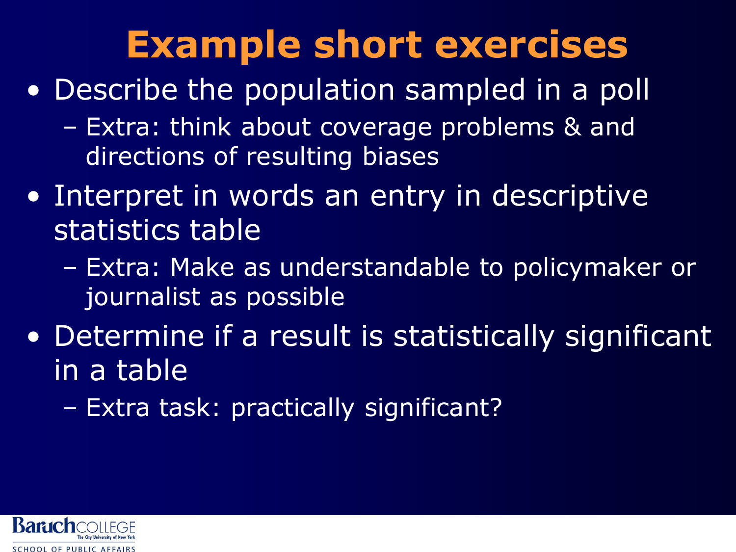# Example short exercises

- Describe the population sampled in a poll
  - Extra: think about coverage problems & and directions of resulting biases
- Interpret in words an entry in descriptive statistics table
  - Extra: Make as understandable to policymaker or journalist as possible
- Determine if a result is statistically significant in a table
  - Extra task: practically significant?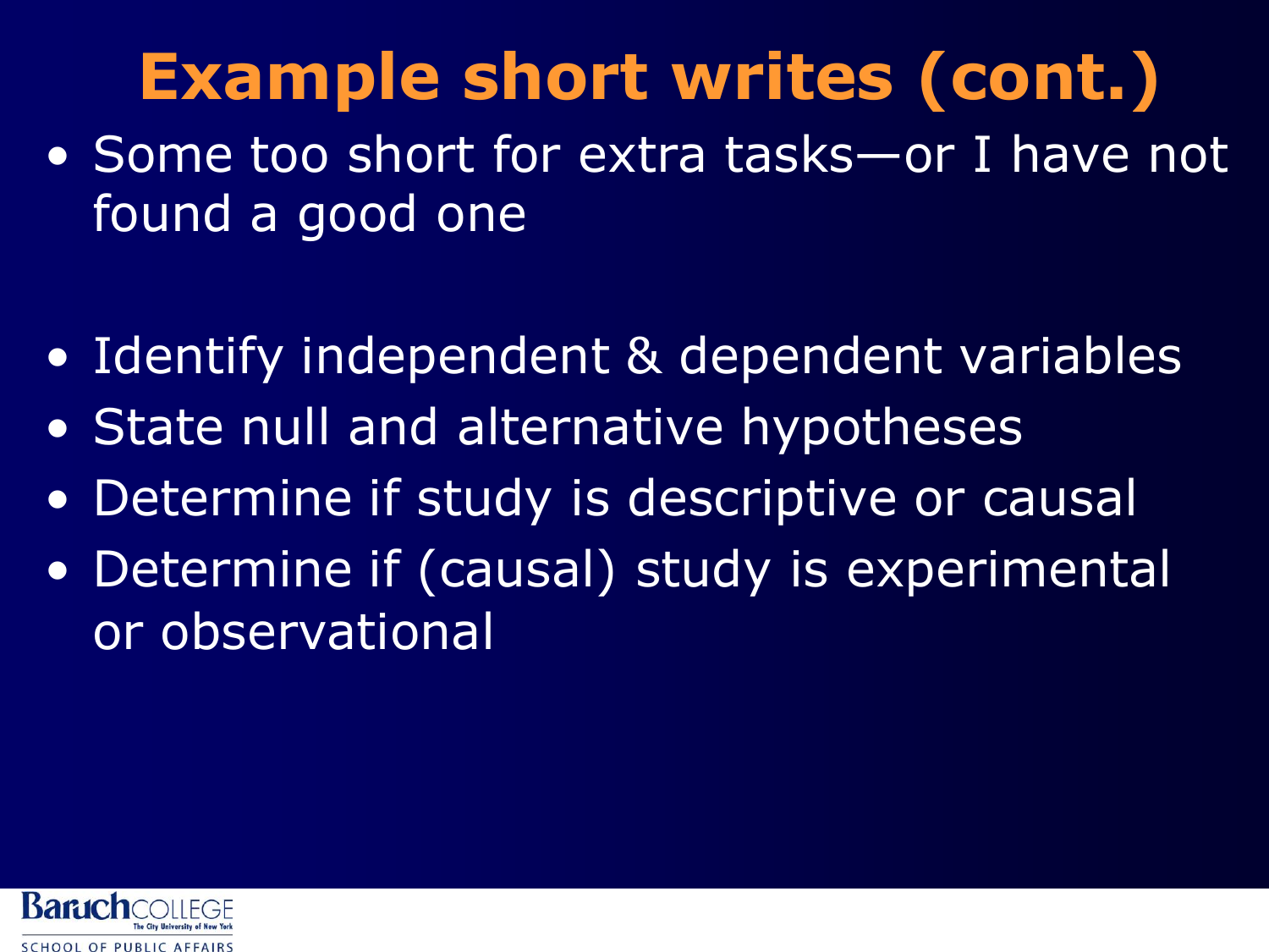# Example short writes (cont.)

- Some too short for extra tasks—or I have not found a good one

- Identify independent & dependent variables
- State null and alternative hypotheses
- Determine if study is descriptive or causal
- Determine if (causal) study is experimental or observational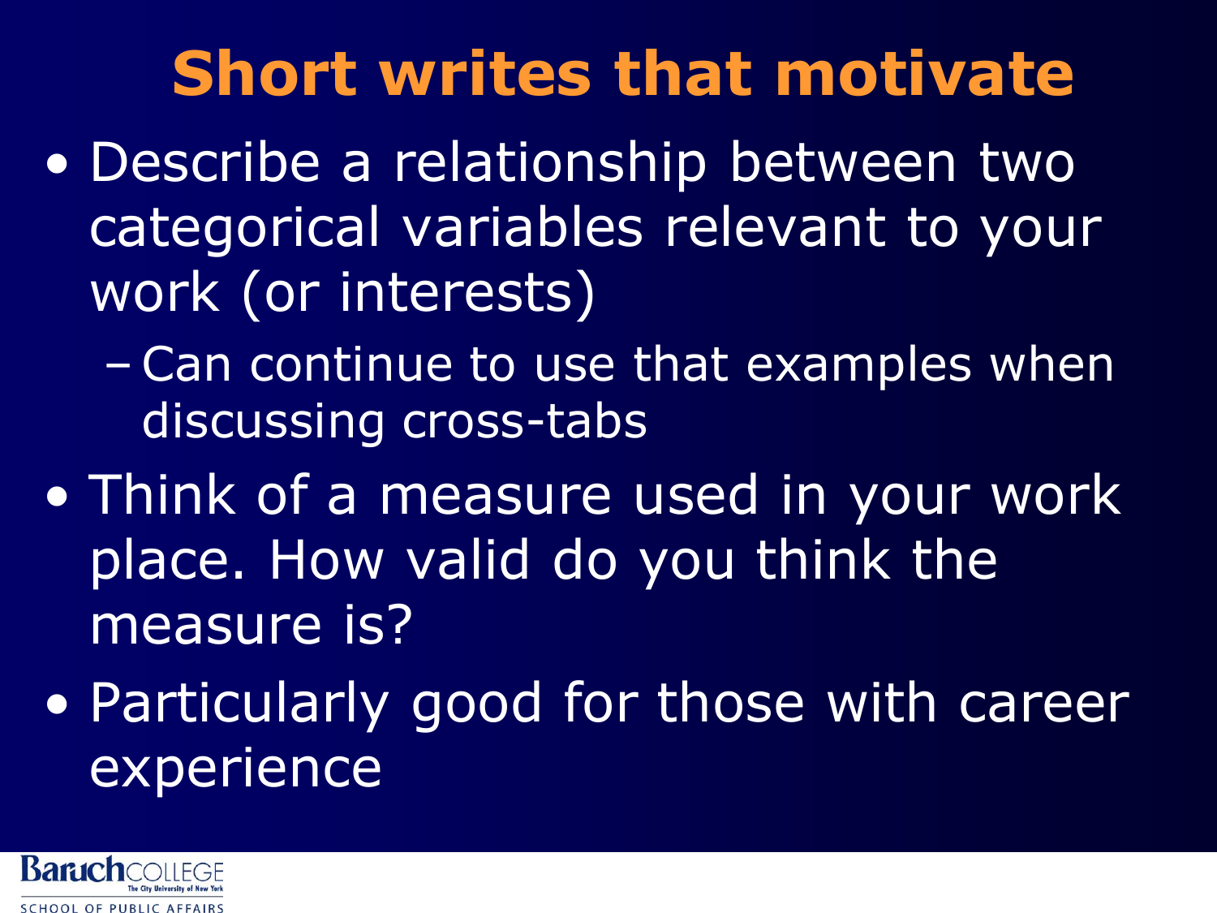# Short writes that motivate

- Describe a relationship between two categorical variables relevant to your work (or interests)
  - Can continue to use that examples when discussing cross-tabs
- Think of a measure used in your work place. How valid do you think the measure is?
- Particularly good for those with career experience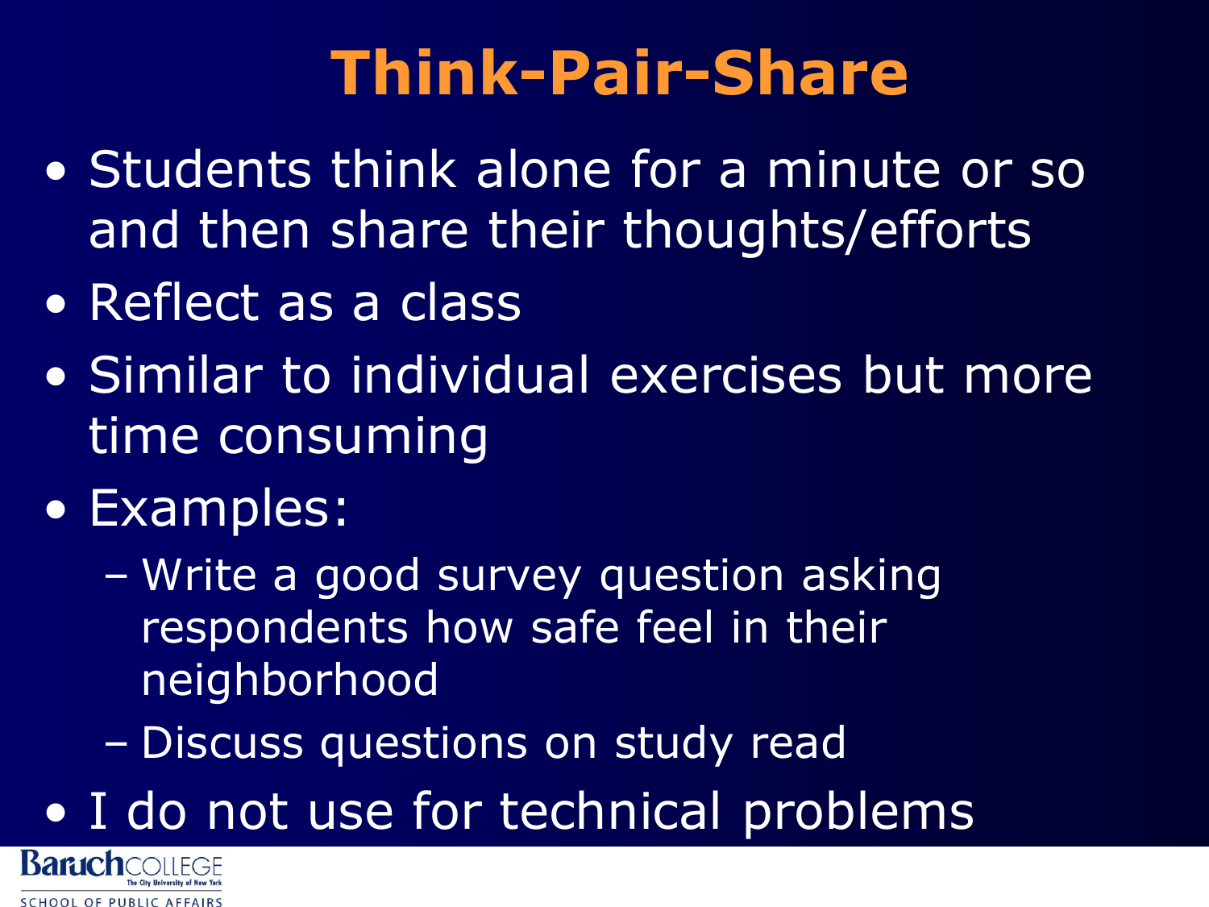# Think-Pair-Share

- Students think alone for a minute or so and then share their thoughts/efforts
- Reflect as a class
- Similar to individual exercises but more time consuming
- Examples:
  - Write a good survey question asking respondents how safe feel in their neighborhood
  - Discuss questions on study read
- I do not use for technical problems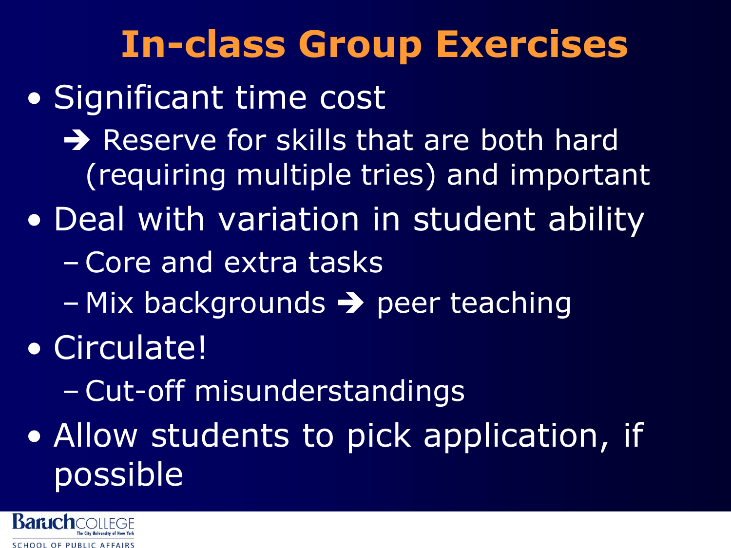# In-class Group Exercises

- Significant time cost
  - ➔ Reserve for skills that are both hard (requiring multiple tries) and important
- Deal with variation in student ability
  - Core and extra tasks
  - Mix backgrounds ➔ peer teaching
- Circulate!
  - Cut-off misunderstandings
- Allow students to pick application, if possible

Baruch COLLEGE
The City University of New York
SCHOOL OF PUBLIC AFFAIRS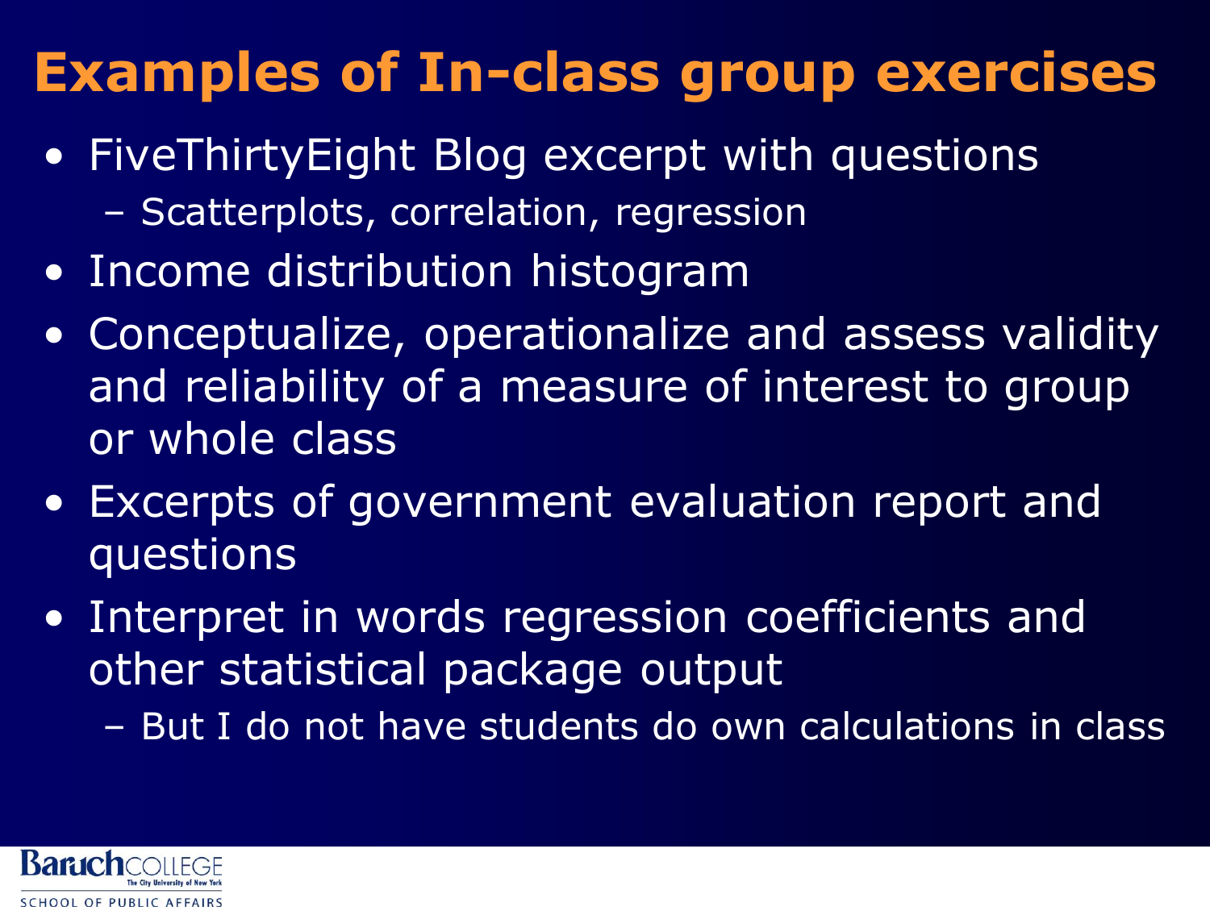# Examples of In-class group exercises

- FiveThirtyEight Blog excerpt with questions
  - Scatterplots, correlation, regression
- Income distribution histogram
- Conceptualize, operationalize and assess validity and reliability of a measure of interest to group or whole class
- Excerpts of government evaluation report and questions
- Interpret in words regression coefficients and other statistical package output
  - But I do not have students do own calculations in class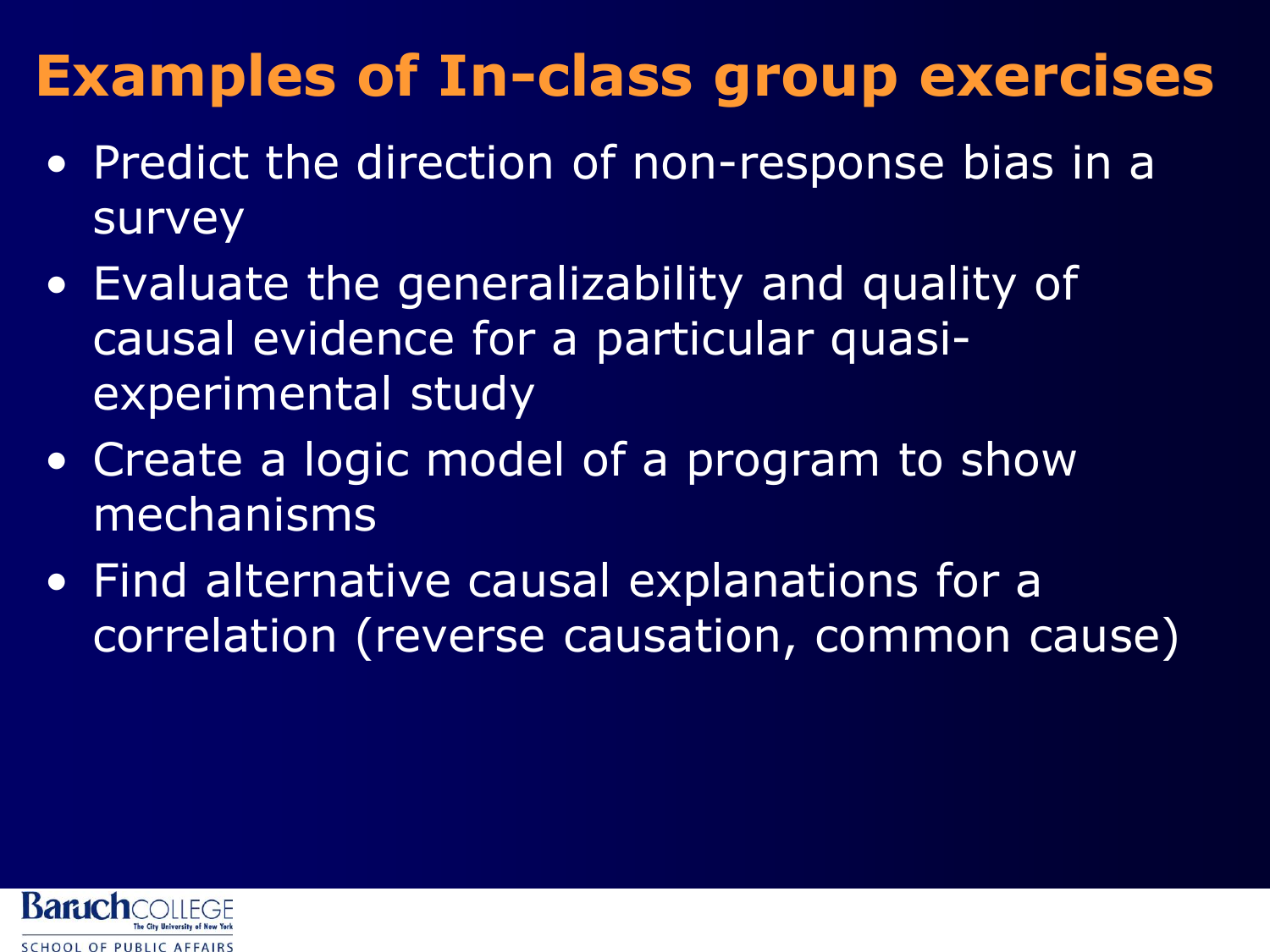# Examples of In-class group exercises

- Predict the direction of non-response bias in a survey
- Evaluate the generalizability and quality of causal evidence for a particular quasi-experimental study
- Create a logic model of a program to show mechanisms
- Find alternative causal explanations for a correlation (reverse causation, common cause)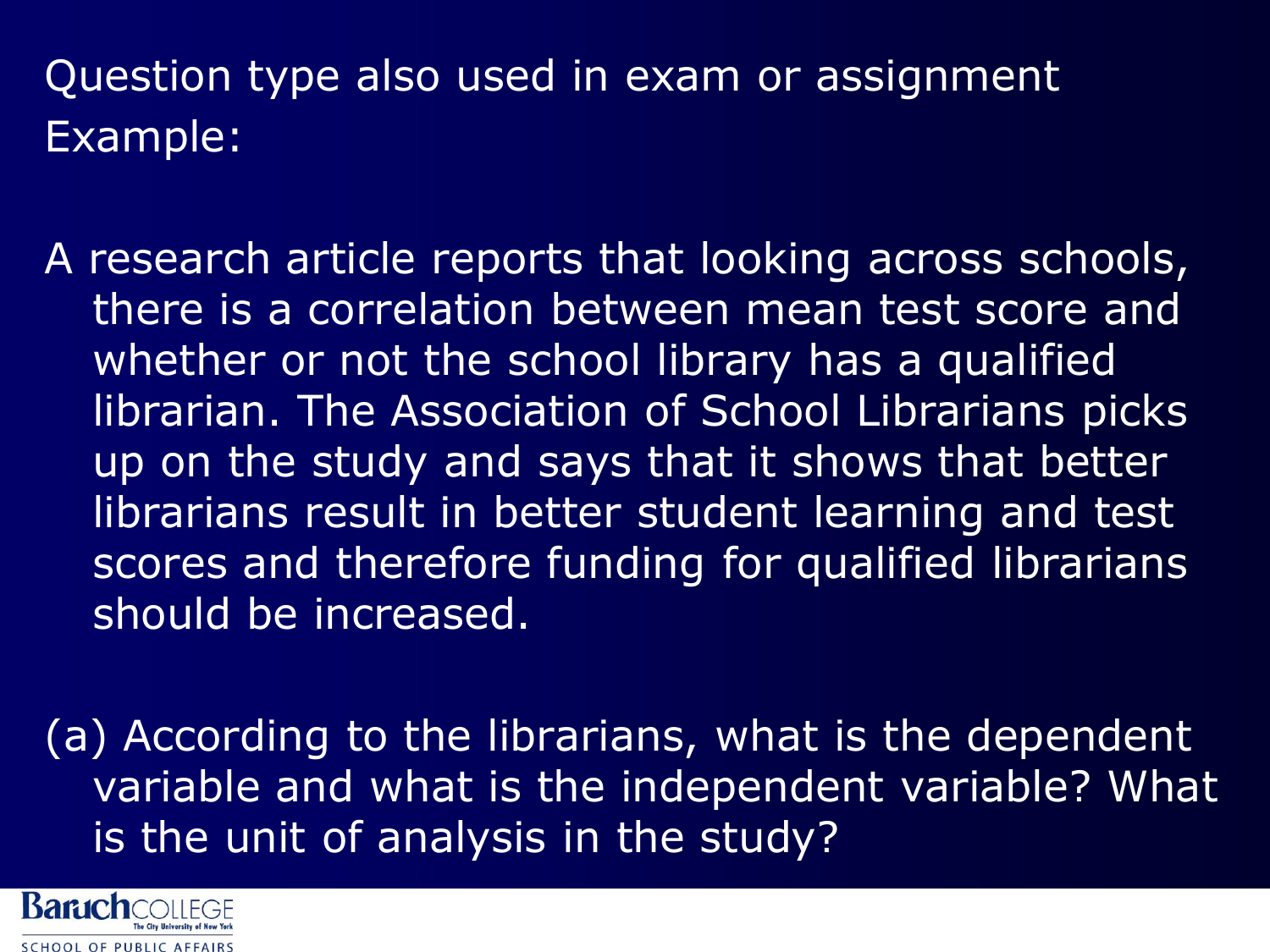Question type also used in exam or assignment
Example:

A research article reports that looking across schools, there is a correlation between mean test score and whether or not the school library has a qualified librarian. The Association of School Librarians picks up on the study and says that it shows that better librarians result in better student learning and test scores and therefore funding for qualified librarians should be increased.

(a) According to the librarians, what is the dependent variable and what is the independent variable? What is the unit of analysis in the study?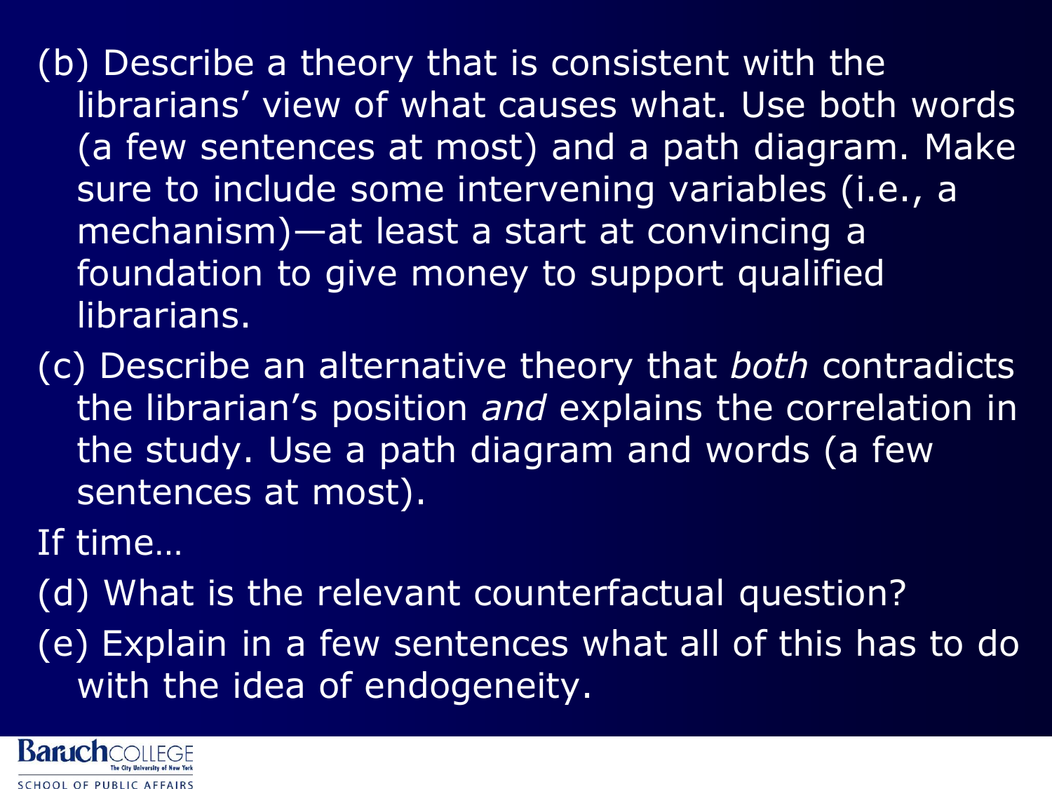(b) Describe a theory that is consistent with the librarians' view of what causes what. Use both words (a few sentences at most) and a path diagram. Make sure to include some intervening variables (i.e., a mechanism)—at least a start at convincing a foundation to give money to support qualified librarians.

(c) Describe an alternative theory that *both* contradicts the librarian's position *and* explains the correlation in the study. Use a path diagram and words (a few sentences at most).

If time…

(d) What is the relevant counterfactual question?

(e) Explain in a few sentences what all of this has to do with the idea of endogeneity.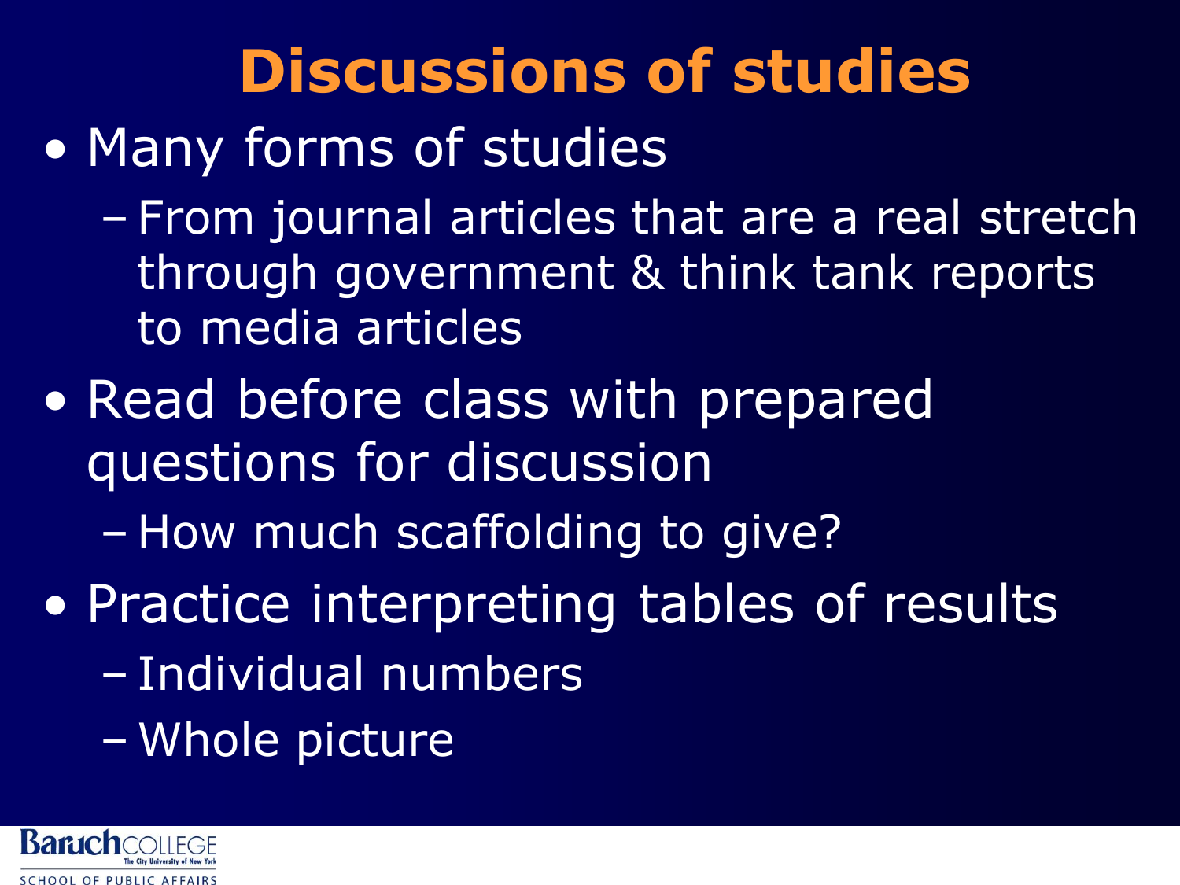# Discussions of studies

- Many forms of studies
  - From journal articles that are a real stretch through government & think tank reports to media articles
- Read before class with prepared questions for discussion
  - How much scaffolding to give?
- Practice interpreting tables of results
  - Individual numbers
  - Whole picture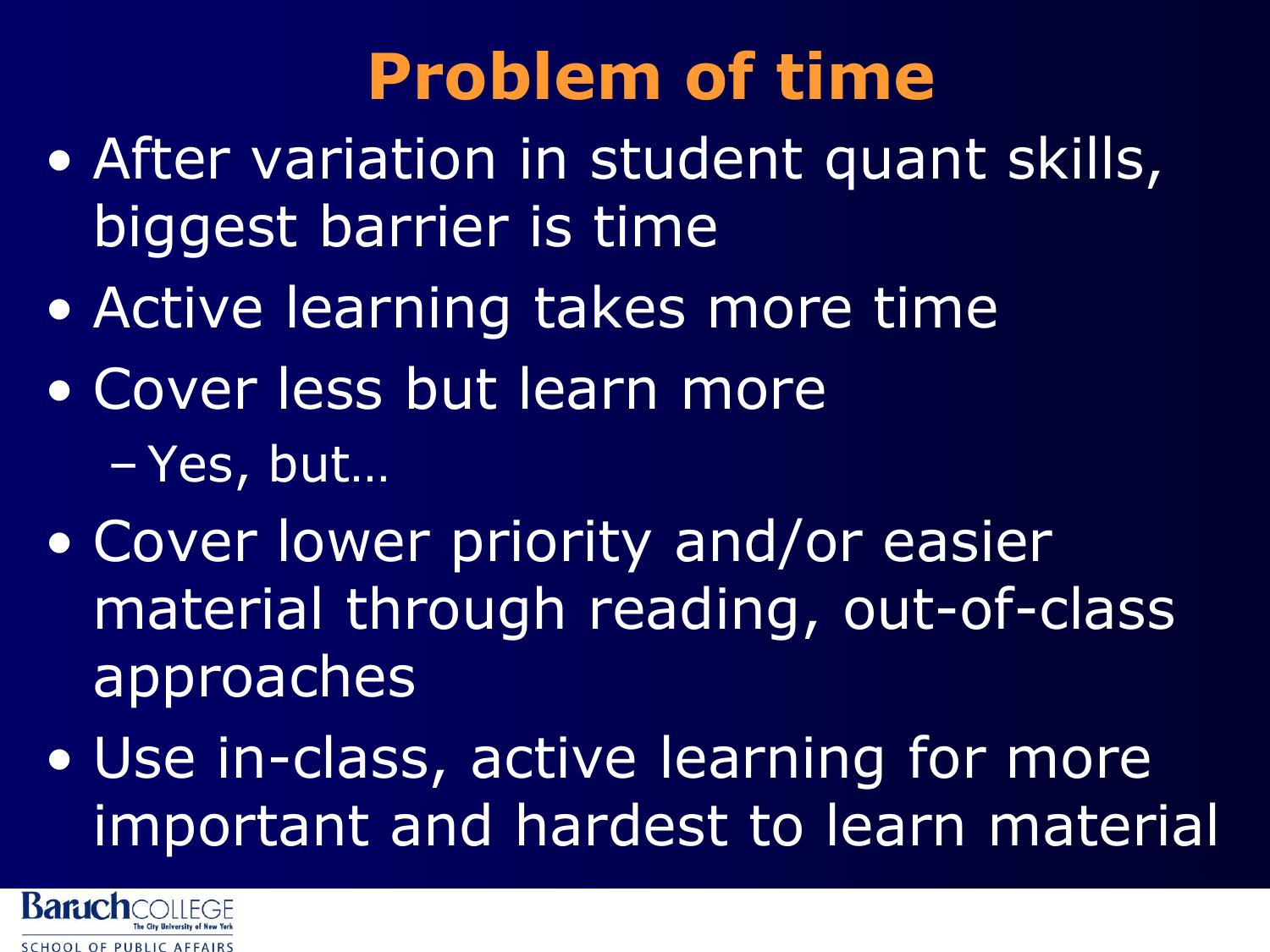# Problem of time

- After variation in student quant skills, biggest barrier is time
- Active learning takes more time
- Cover less but learn more
  - Yes, but…
- Cover lower priority and/or easier material through reading, out-of-class approaches
- Use in-class, active learning for more important and hardest to learn material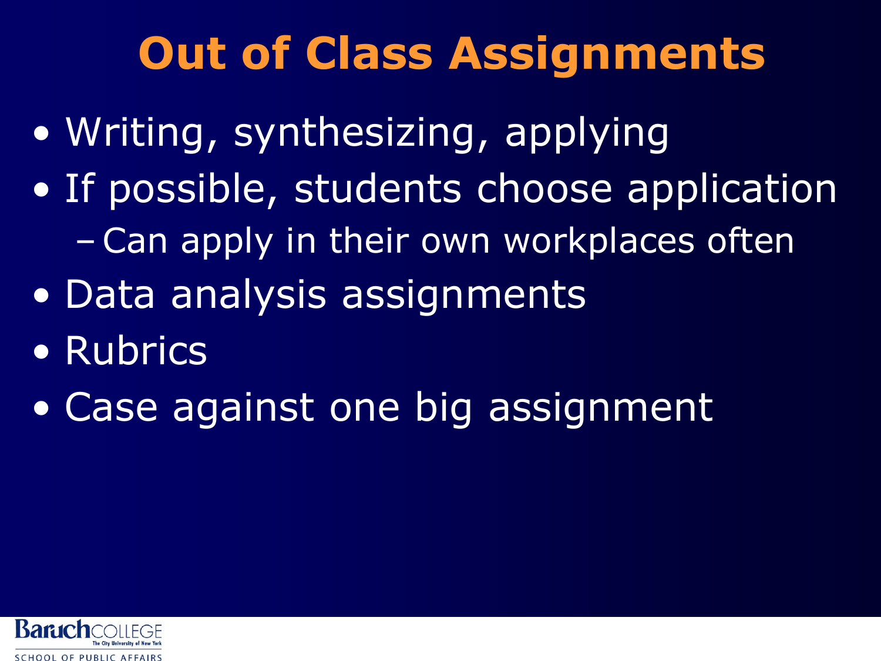# Out of Class Assignments

- Writing, synthesizing, applying
- If possible, students choose application
  - Can apply in their own workplaces often
- Data analysis assignments
- Rubrics
- Case against one big assignment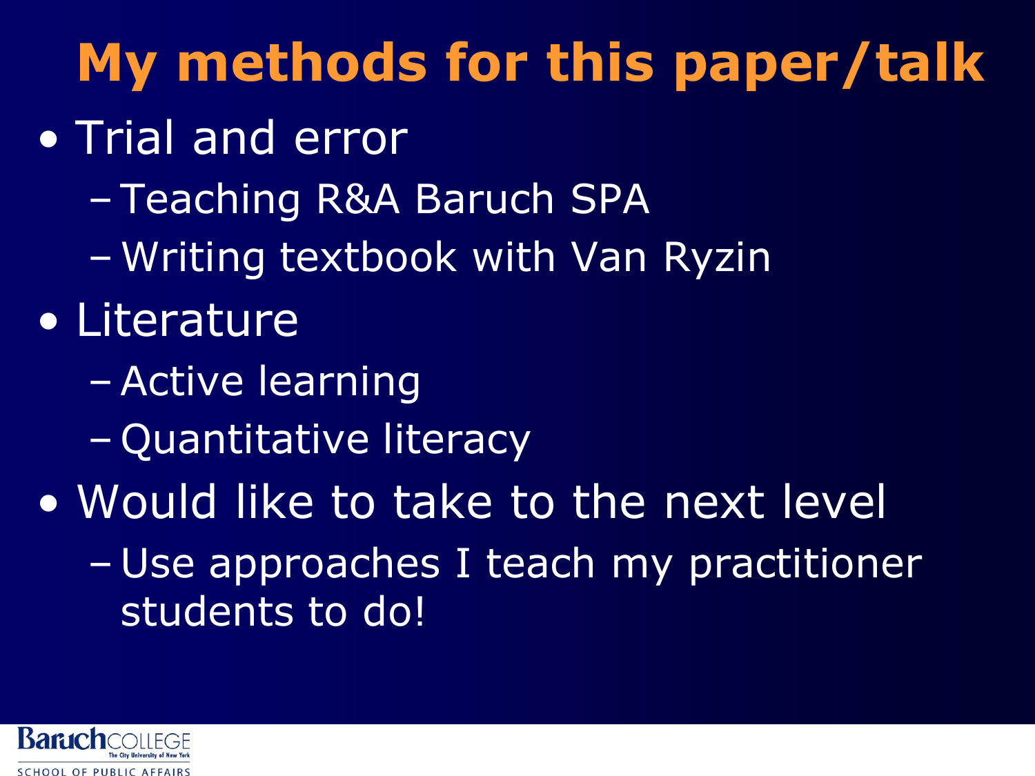# My methods for this paper/talk

- Trial and error
  - Teaching R&A Baruch SPA
  - Writing textbook with Van Ryzin
- Literature
  - Active learning
  - Quantitative literacy
- Would like to take to the next level
  - Use approaches I teach my practitioner students to do!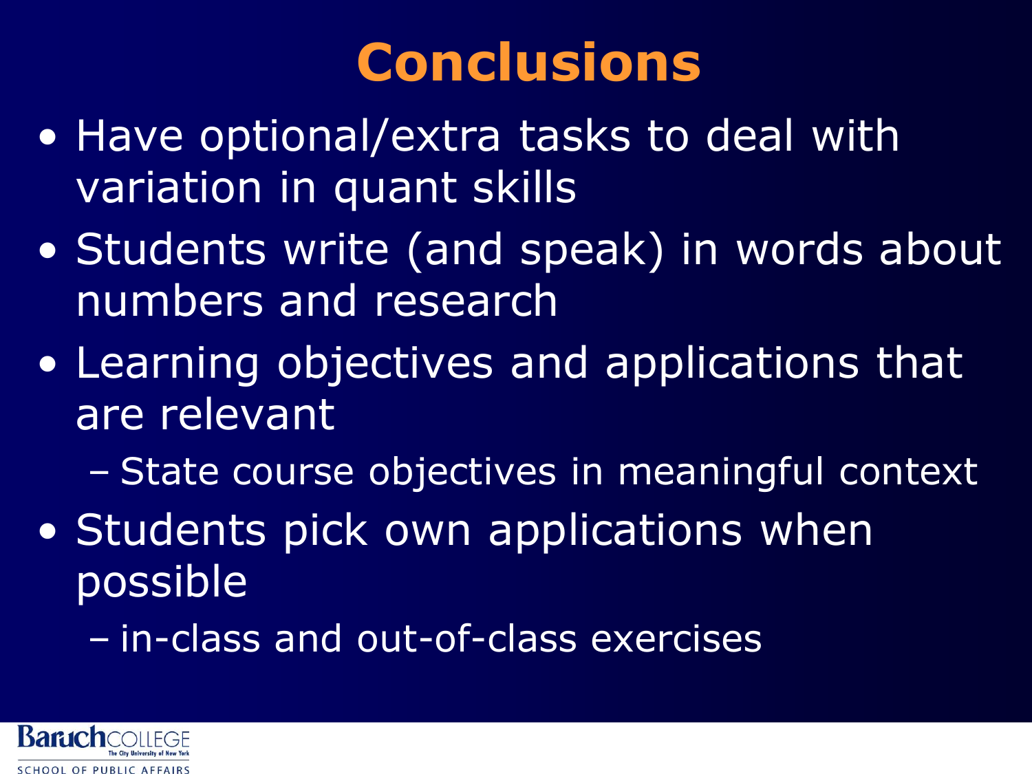# Conclusions

- Have optional/extra tasks to deal with variation in quant skills
- Students write (and speak) in words about numbers and research
- Learning objectives and applications that are relevant
  - State course objectives in meaningful context
- Students pick own applications when possible
  - in-class and out-of-class exercises